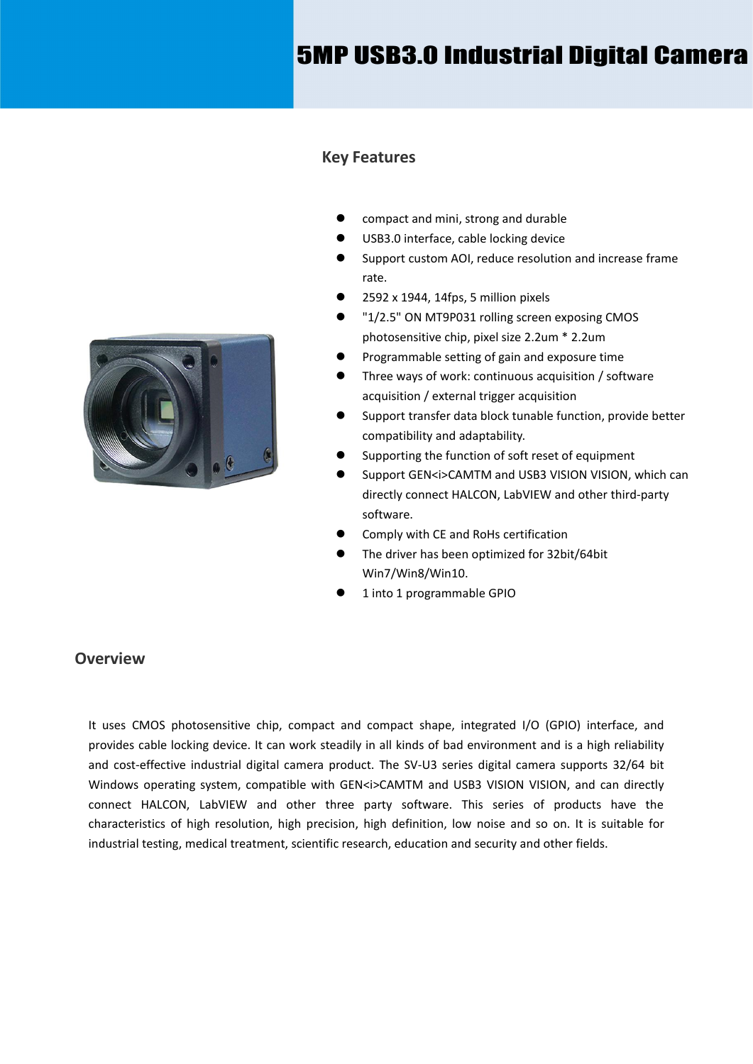# 5MP USB3.0 Industrial Digital Camera

## Key Features

- compact and mini, strong and durable
- USB3.0 interface, cable locking device
- Support custom AOI, reduce resolution and increase frame rate.
- 2592 x 1944, 14fps, 5 million pixels
- "1/2.5" ON MT9P031 rolling screen exposing CMOS photosensitive chip, pixel size 2.2um * 2.2um
- Programmable setting of gain and exposure time
- Three ways of work: continuous acquisition / software acquisition / external trigger acquisition
- Support transfer data block tunable function, provide better compatibility and adaptability.
- Supporting the function of soft reset of equipment
- Support GEN<i>CAMTM and USB3 VISION VISION, which can directly connect HALCON, LabVIEW and other third-party software.
- Comply with CE and RoHs certification
- The driver has been optimized for 32bit/64bit Win7/Win8/Win10.
- 1 into 1 programmable GPIO

## Overview

It uses CMOS photosensitive chip, compact and compact shape, integrated I/O (GPIO) interface, and provides cable locking device. It can work steadily in all kinds of bad environment and is a high reliability and cost-effective industrial digital camera product. The SV-U3 series digital camera supports 32/64 bit Windows operating system, compatible with GEN<i>CAMTM and USB3 VISION VISION, and can directly connect HALCON, LabVIEW and other three party software. This series of products have the characteristics of high resolution, high precision, high definition, low noise and so on. It is suitable for industrial testing, medical treatment, scientific research, education and security and other fields.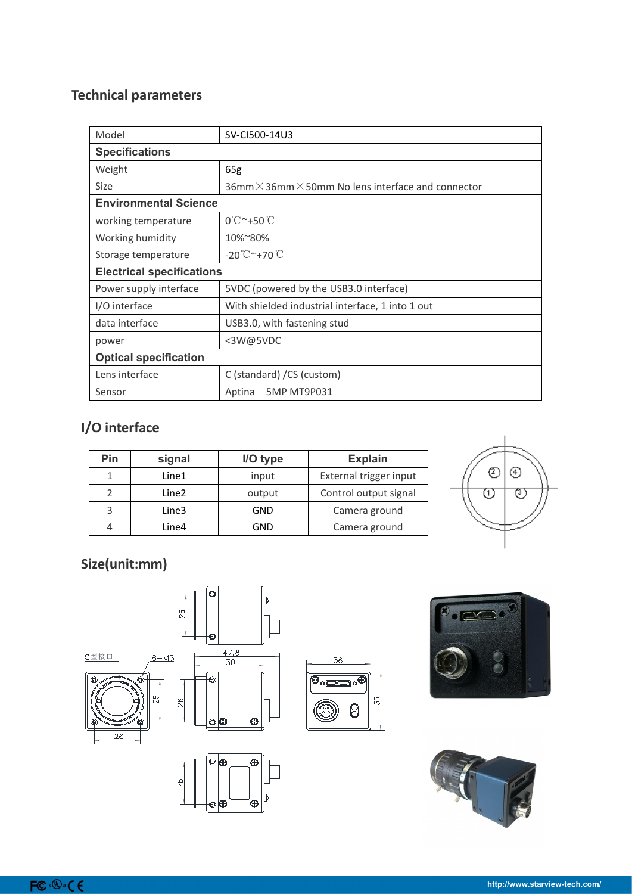## Technical parameters

| | |
|---|---|
| Model | SV-CI500-14U3 |
| **Specifications** | |
| Weight | 65g |
| Size | 36mm×36mm×50mm No lens interface and connector |
| **Environmental Science** | |
| working temperature | 0℃~+50℃ |
| Working humidity | 10%~80% |
| Storage temperature | -20℃~+70℃ |
| **Electrical specifications** | |
| Power supply interface | 5VDC (powered by the USB3.0 interface) |
| I/O interface | With shielded industrial interface, 1 into 1 out |
| data interface | USB3.0, with fastening stud |
| power | <3W@5VDC |
| **Optical specification** | |
| Lens interface | C (standard) /CS (custom) |
| Sensor | Aptina 5MP MT9P031 |

## I/O interface

| Pin | signal | I/O type | Explain |
|---|---|---|---|
| 1 | Line1 | input | External trigger input |
| 2 | Line2 | output | Control output signal |
| 3 | Line3 | GND | Camera ground |
| 4 | Line4 | GND | Camera ground |

2 4
1 3

## Size(unit:mm)

C型接口
8-M3
26
26
26
47.8
39
26
36
36
26

http://www.starview-tech.com/